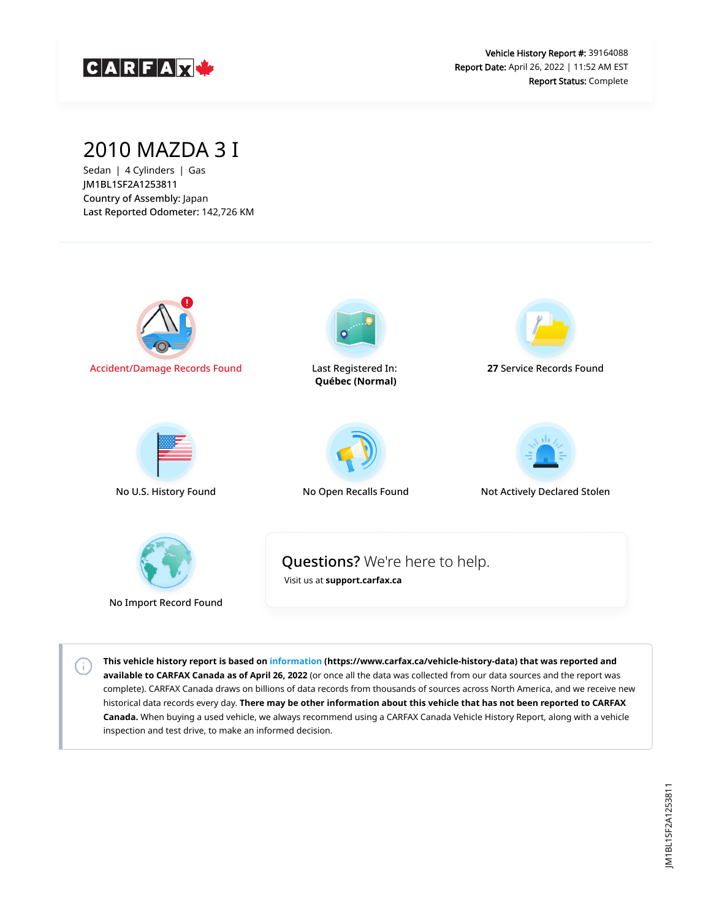CARFAX

**Vehicle History Report #:** 39164088
**Report Date:** April 26, 2022 | 11:52 AM EST
**Report Status:** Complete

# 2010 MAZDA 3 I

Sedan | 4 Cylinders | Gas
JM1BL1SF2A1253811
**Country of Assembly:** Japan
**Last Reported Odometer:** 142,726 KM

Accident/Damage Records Found

Last Registered In:
**Québec (Normal)**

**27** Service Records Found

No U.S. History Found

No Open Recalls Found

Not Actively Declared Stolen

No Import Record Found

**Questions?** We're here to help.
Visit us at **support.carfax.ca**

**This vehicle history report is based on information (https://www.carfax.ca/vehicle-history-data) that was reported and available to CARFAX Canada as of April 26, 2022** (or once all the data was collected from our data sources and the report was complete). CARFAX Canada draws on billions of data records from thousands of sources across North America, and we receive new historical data records every day. **There may be other information about this vehicle that has not been reported to CARFAX Canada.** When buying a used vehicle, we always recommend using a CARFAX Canada Vehicle History Report, along with a vehicle inspection and test drive, to make an informed decision.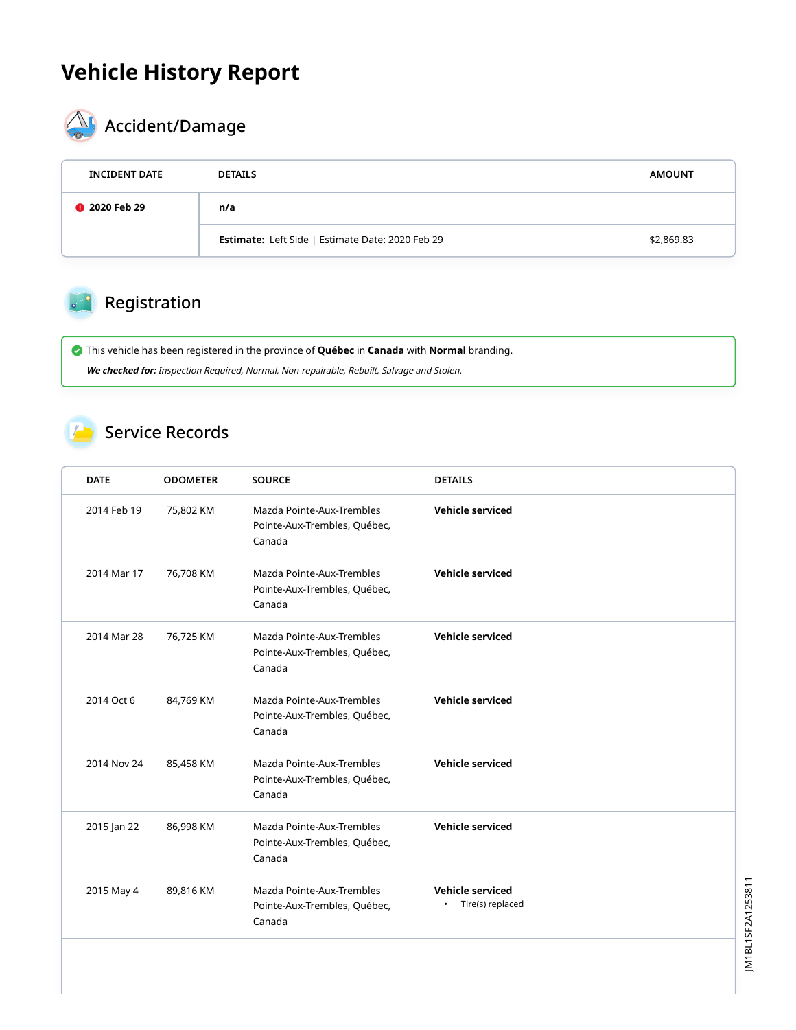# Vehicle History Report

## Accident/Damage

| INCIDENT DATE | DETAILS | AMOUNT |
|---|---|---|
| 2020 Feb 29 | **n/a** | |
| | **Estimate:** Left Side \| Estimate Date: 2020 Feb 29 | $2,869.83 |

## Registration

This vehicle has been registered in the province of **Québec** in **Canada** with **Normal** branding.

***We checked for:*** *Inspection Required, Normal, Non-repairable, Rebuilt, Salvage and Stolen.*

## Service Records

| DATE | ODOMETER | SOURCE | DETAILS |
|---|---|---|---|
| 2014 Feb 19 | 75,802 KM | Mazda Pointe-Aux-Trembles Pointe-Aux-Trembles, Québec, Canada | **Vehicle serviced** |
| 2014 Mar 17 | 76,708 KM | Mazda Pointe-Aux-Trembles Pointe-Aux-Trembles, Québec, Canada | **Vehicle serviced** |
| 2014 Mar 28 | 76,725 KM | Mazda Pointe-Aux-Trembles Pointe-Aux-Trembles, Québec, Canada | **Vehicle serviced** |
| 2014 Oct 6 | 84,769 KM | Mazda Pointe-Aux-Trembles Pointe-Aux-Trembles, Québec, Canada | **Vehicle serviced** |
| 2014 Nov 24 | 85,458 KM | Mazda Pointe-Aux-Trembles Pointe-Aux-Trembles, Québec, Canada | **Vehicle serviced** |
| 2015 Jan 22 | 86,998 KM | Mazda Pointe-Aux-Trembles Pointe-Aux-Trembles, Québec, Canada | **Vehicle serviced** |
| 2015 May 4 | 89,816 KM | Mazda Pointe-Aux-Trembles Pointe-Aux-Trembles, Québec, Canada | **Vehicle serviced** • Tire(s) replaced |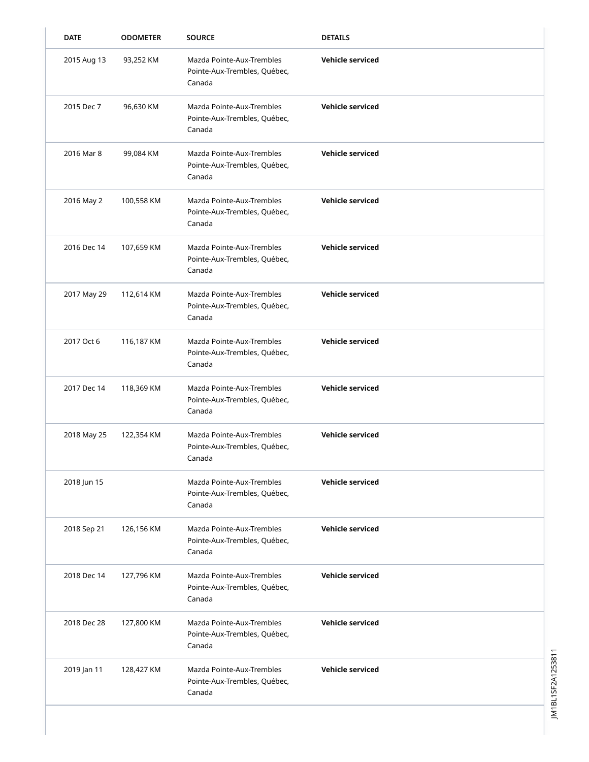| DATE | ODOMETER | SOURCE | DETAILS |
|---|---|---|---|
| 2015 Aug 13 | 93,252 KM | Mazda Pointe-Aux-Trembles Pointe-Aux-Trembles, Québec, Canada | **Vehicle serviced** |
| 2015 Dec 7 | 96,630 KM | Mazda Pointe-Aux-Trembles Pointe-Aux-Trembles, Québec, Canada | **Vehicle serviced** |
| 2016 Mar 8 | 99,084 KM | Mazda Pointe-Aux-Trembles Pointe-Aux-Trembles, Québec, Canada | **Vehicle serviced** |
| 2016 May 2 | 100,558 KM | Mazda Pointe-Aux-Trembles Pointe-Aux-Trembles, Québec, Canada | **Vehicle serviced** |
| 2016 Dec 14 | 107,659 KM | Mazda Pointe-Aux-Trembles Pointe-Aux-Trembles, Québec, Canada | **Vehicle serviced** |
| 2017 May 29 | 112,614 KM | Mazda Pointe-Aux-Trembles Pointe-Aux-Trembles, Québec, Canada | **Vehicle serviced** |
| 2017 Oct 6 | 116,187 KM | Mazda Pointe-Aux-Trembles Pointe-Aux-Trembles, Québec, Canada | **Vehicle serviced** |
| 2017 Dec 14 | 118,369 KM | Mazda Pointe-Aux-Trembles Pointe-Aux-Trembles, Québec, Canada | **Vehicle serviced** |
| 2018 May 25 | 122,354 KM | Mazda Pointe-Aux-Trembles Pointe-Aux-Trembles, Québec, Canada | **Vehicle serviced** |
| 2018 Jun 15 | | Mazda Pointe-Aux-Trembles Pointe-Aux-Trembles, Québec, Canada | **Vehicle serviced** |
| 2018 Sep 21 | 126,156 KM | Mazda Pointe-Aux-Trembles Pointe-Aux-Trembles, Québec, Canada | **Vehicle serviced** |
| 2018 Dec 14 | 127,796 KM | Mazda Pointe-Aux-Trembles Pointe-Aux-Trembles, Québec, Canada | **Vehicle serviced** |
| 2018 Dec 28 | 127,800 KM | Mazda Pointe-Aux-Trembles Pointe-Aux-Trembles, Québec, Canada | **Vehicle serviced** |
| 2019 Jan 11 | 128,427 KM | Mazda Pointe-Aux-Trembles Pointe-Aux-Trembles, Québec, Canada | **Vehicle serviced** |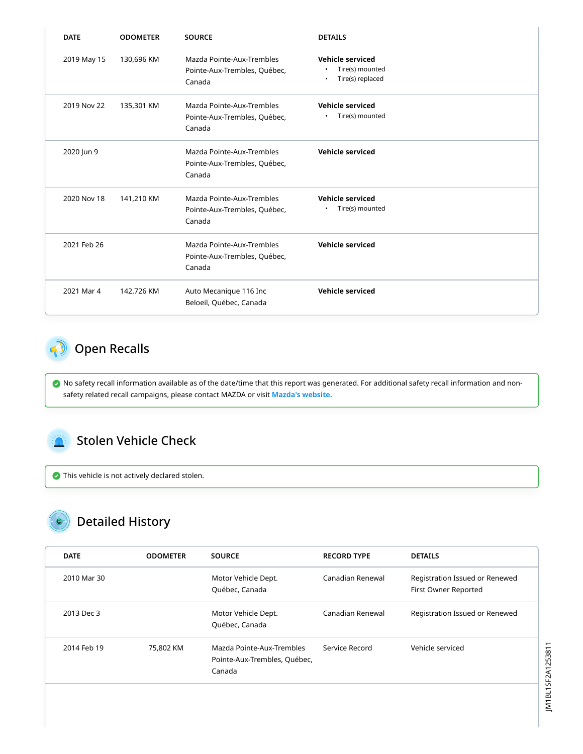| DATE | ODOMETER | SOURCE | DETAILS |
|---|---|---|---|
| 2019 May 15 | 130,696 KM | Mazda Pointe-Aux-Trembles Pointe-Aux-Trembles, Québec, Canada | **Vehicle serviced**<br>• Tire(s) mounted<br>• Tire(s) replaced |
| 2019 Nov 22 | 135,301 KM | Mazda Pointe-Aux-Trembles Pointe-Aux-Trembles, Québec, Canada | **Vehicle serviced**<br>• Tire(s) mounted |
| 2020 Jun 9 | | Mazda Pointe-Aux-Trembles Pointe-Aux-Trembles, Québec, Canada | **Vehicle serviced** |
| 2020 Nov 18 | 141,210 KM | Mazda Pointe-Aux-Trembles Pointe-Aux-Trembles, Québec, Canada | **Vehicle serviced**<br>• Tire(s) mounted |
| 2021 Feb 26 | | Mazda Pointe-Aux-Trembles Pointe-Aux-Trembles, Québec, Canada | **Vehicle serviced** |
| 2021 Mar 4 | 142,726 KM | Auto Mecanique 116 Inc Beloeil, Québec, Canada | **Vehicle serviced** |

## Open Recalls

No safety recall information available as of the date/time that this report was generated. For additional safety recall information and non-safety related recall campaigns, please contact MAZDA or visit **Mazda's website.**

## Stolen Vehicle Check

This vehicle is not actively declared stolen.

## Detailed History

| DATE | ODOMETER | SOURCE | RECORD TYPE | DETAILS |
|---|---|---|---|---|
| 2010 Mar 30 | | Motor Vehicle Dept. Québec, Canada | Canadian Renewal | Registration Issued or Renewed<br>First Owner Reported |
| 2013 Dec 3 | | Motor Vehicle Dept. Québec, Canada | Canadian Renewal | Registration Issued or Renewed |
| 2014 Feb 19 | 75,802 KM | Mazda Pointe-Aux-Trembles Pointe-Aux-Trembles, Québec, Canada | Service Record | Vehicle serviced |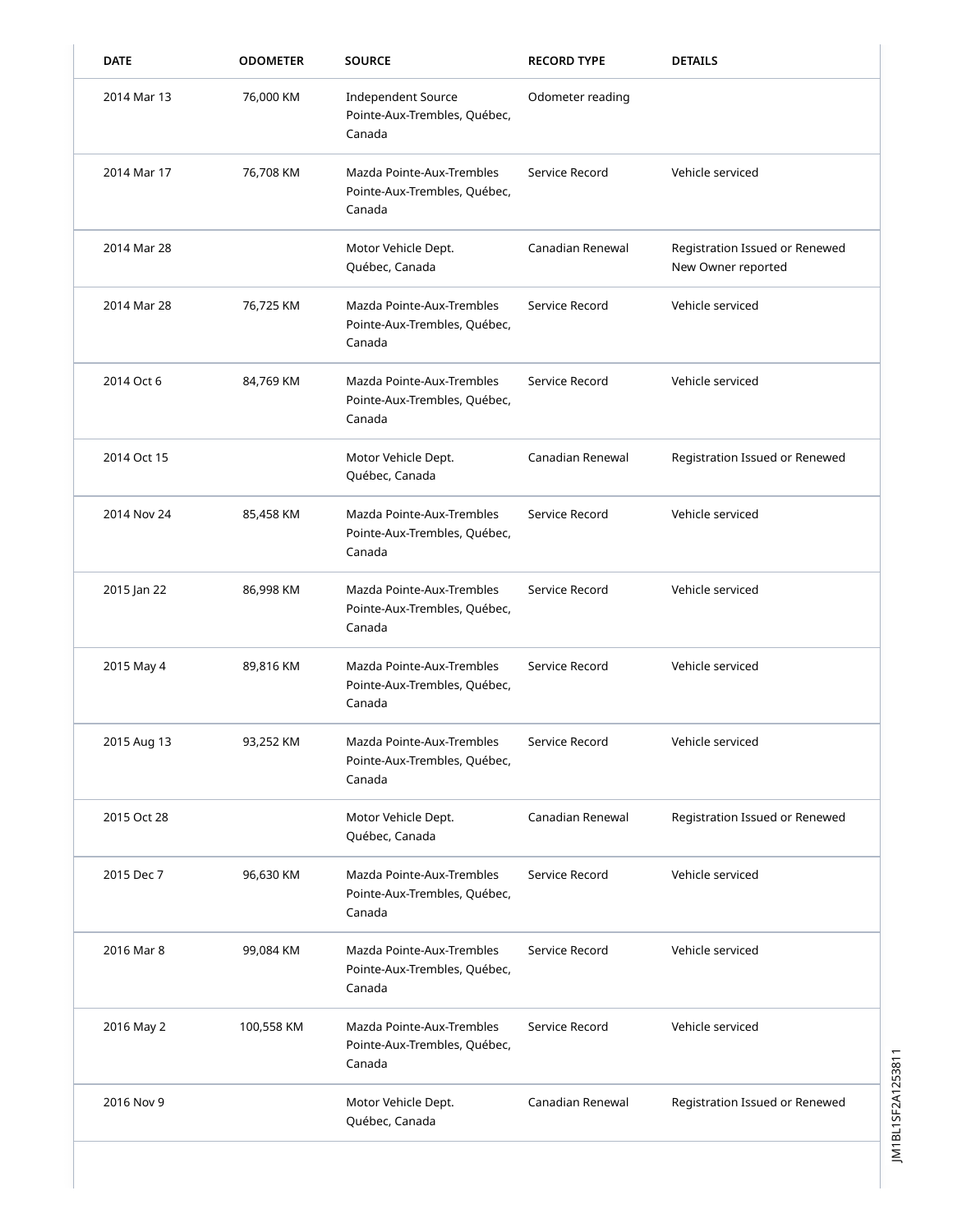| DATE | ODOMETER | SOURCE | RECORD TYPE | DETAILS |
|---|---|---|---|---|
| 2014 Mar 13 | 76,000 KM | Independent Source Pointe-Aux-Trembles, Québec, Canada | Odometer reading | |
| 2014 Mar 17 | 76,708 KM | Mazda Pointe-Aux-Trembles Pointe-Aux-Trembles, Québec, Canada | Service Record | Vehicle serviced |
| 2014 Mar 28 | | Motor Vehicle Dept. Québec, Canada | Canadian Renewal | Registration Issued or Renewed New Owner reported |
| 2014 Mar 28 | 76,725 KM | Mazda Pointe-Aux-Trembles Pointe-Aux-Trembles, Québec, Canada | Service Record | Vehicle serviced |
| 2014 Oct 6 | 84,769 KM | Mazda Pointe-Aux-Trembles Pointe-Aux-Trembles, Québec, Canada | Service Record | Vehicle serviced |
| 2014 Oct 15 | | Motor Vehicle Dept. Québec, Canada | Canadian Renewal | Registration Issued or Renewed |
| 2014 Nov 24 | 85,458 KM | Mazda Pointe-Aux-Trembles Pointe-Aux-Trembles, Québec, Canada | Service Record | Vehicle serviced |
| 2015 Jan 22 | 86,998 KM | Mazda Pointe-Aux-Trembles Pointe-Aux-Trembles, Québec, Canada | Service Record | Vehicle serviced |
| 2015 May 4 | 89,816 KM | Mazda Pointe-Aux-Trembles Pointe-Aux-Trembles, Québec, Canada | Service Record | Vehicle serviced |
| 2015 Aug 13 | 93,252 KM | Mazda Pointe-Aux-Trembles Pointe-Aux-Trembles, Québec, Canada | Service Record | Vehicle serviced |
| 2015 Oct 28 | | Motor Vehicle Dept. Québec, Canada | Canadian Renewal | Registration Issued or Renewed |
| 2015 Dec 7 | 96,630 KM | Mazda Pointe-Aux-Trembles Pointe-Aux-Trembles, Québec, Canada | Service Record | Vehicle serviced |
| 2016 Mar 8 | 99,084 KM | Mazda Pointe-Aux-Trembles Pointe-Aux-Trembles, Québec, Canada | Service Record | Vehicle serviced |
| 2016 May 2 | 100,558 KM | Mazda Pointe-Aux-Trembles Pointe-Aux-Trembles, Québec, Canada | Service Record | Vehicle serviced |
| 2016 Nov 9 | | Motor Vehicle Dept. Québec, Canada | Canadian Renewal | Registration Issued or Renewed |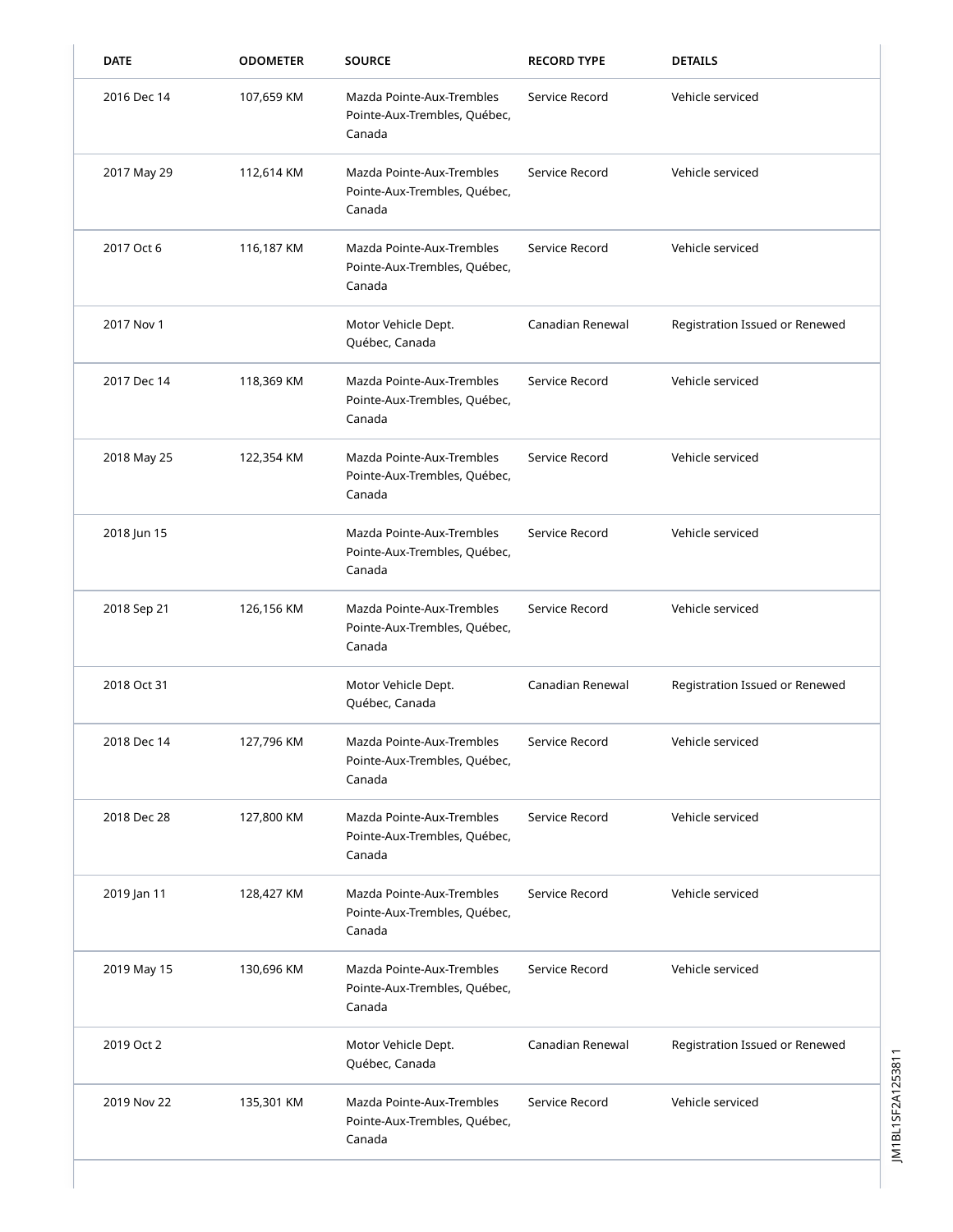| DATE | ODOMETER | SOURCE | RECORD TYPE | DETAILS |
| --- | --- | --- | --- | --- |
| 2016 Dec 14 | 107,659 KM | Mazda Pointe-Aux-Trembles Pointe-Aux-Trembles, Québec, Canada | Service Record | Vehicle serviced |
| 2017 May 29 | 112,614 KM | Mazda Pointe-Aux-Trembles Pointe-Aux-Trembles, Québec, Canada | Service Record | Vehicle serviced |
| 2017 Oct 6 | 116,187 KM | Mazda Pointe-Aux-Trembles Pointe-Aux-Trembles, Québec, Canada | Service Record | Vehicle serviced |
| 2017 Nov 1 | | Motor Vehicle Dept. Québec, Canada | Canadian Renewal | Registration Issued or Renewed |
| 2017 Dec 14 | 118,369 KM | Mazda Pointe-Aux-Trembles Pointe-Aux-Trembles, Québec, Canada | Service Record | Vehicle serviced |
| 2018 May 25 | 122,354 KM | Mazda Pointe-Aux-Trembles Pointe-Aux-Trembles, Québec, Canada | Service Record | Vehicle serviced |
| 2018 Jun 15 | | Mazda Pointe-Aux-Trembles Pointe-Aux-Trembles, Québec, Canada | Service Record | Vehicle serviced |
| 2018 Sep 21 | 126,156 KM | Mazda Pointe-Aux-Trembles Pointe-Aux-Trembles, Québec, Canada | Service Record | Vehicle serviced |
| 2018 Oct 31 | | Motor Vehicle Dept. Québec, Canada | Canadian Renewal | Registration Issued or Renewed |
| 2018 Dec 14 | 127,796 KM | Mazda Pointe-Aux-Trembles Pointe-Aux-Trembles, Québec, Canada | Service Record | Vehicle serviced |
| 2018 Dec 28 | 127,800 KM | Mazda Pointe-Aux-Trembles Pointe-Aux-Trembles, Québec, Canada | Service Record | Vehicle serviced |
| 2019 Jan 11 | 128,427 KM | Mazda Pointe-Aux-Trembles Pointe-Aux-Trembles, Québec, Canada | Service Record | Vehicle serviced |
| 2019 May 15 | 130,696 KM | Mazda Pointe-Aux-Trembles Pointe-Aux-Trembles, Québec, Canada | Service Record | Vehicle serviced |
| 2019 Oct 2 | | Motor Vehicle Dept. Québec, Canada | Canadian Renewal | Registration Issued or Renewed |
| 2019 Nov 22 | 135,301 KM | Mazda Pointe-Aux-Trembles Pointe-Aux-Trembles, Québec, Canada | Service Record | Vehicle serviced |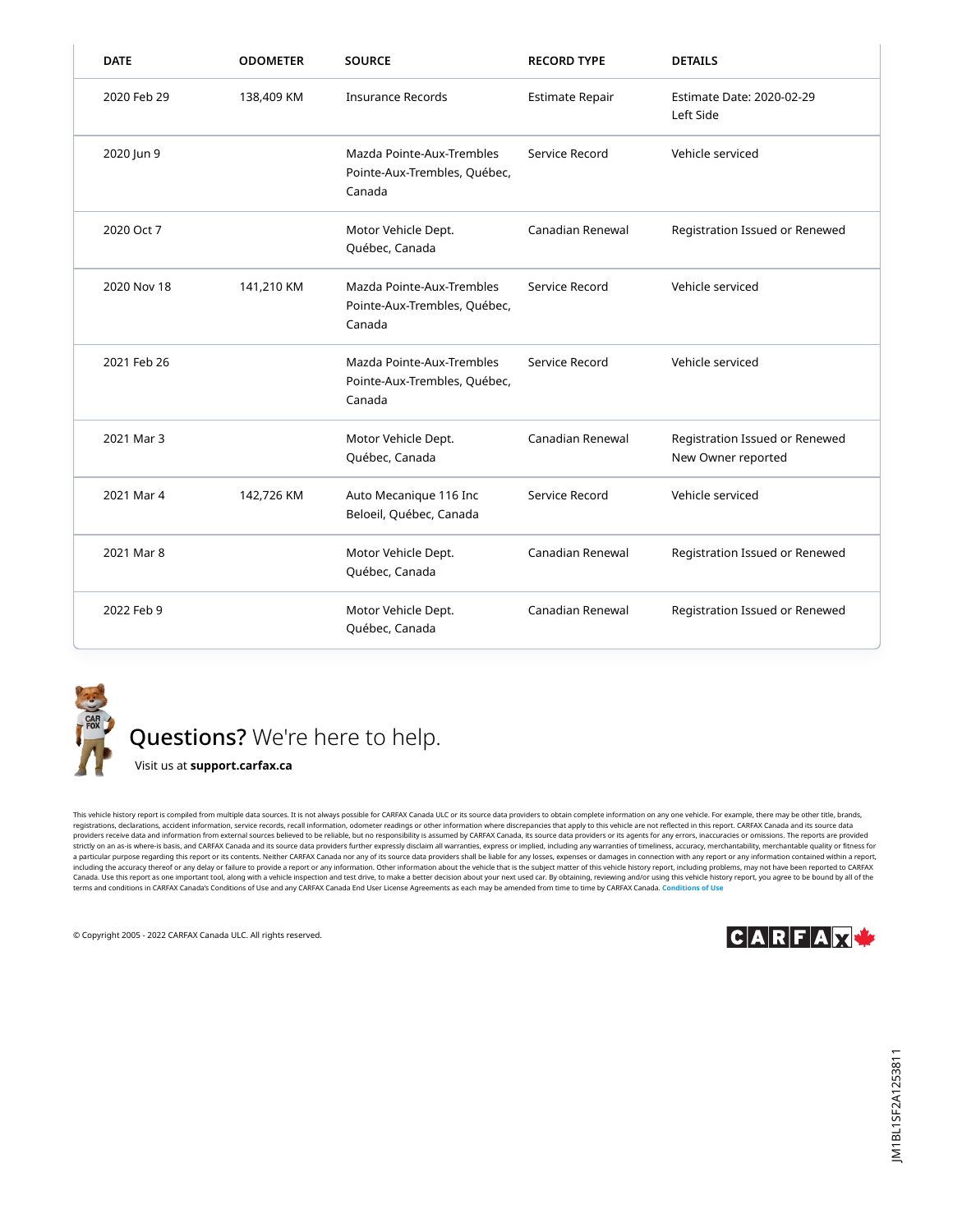| DATE | ODOMETER | SOURCE | RECORD TYPE | DETAILS |
|---|---|---|---|---|
| 2020 Feb 29 | 138,409 KM | Insurance Records | Estimate Repair | Estimate Date: 2020-02-29<br>Left Side |
| 2020 Jun 9 | | Mazda Pointe-Aux-Trembles<br>Pointe-Aux-Trembles, Québec, Canada | Service Record | Vehicle serviced |
| 2020 Oct 7 | | Motor Vehicle Dept.<br>Québec, Canada | Canadian Renewal | Registration Issued or Renewed |
| 2020 Nov 18 | 141,210 KM | Mazda Pointe-Aux-Trembles<br>Pointe-Aux-Trembles, Québec, Canada | Service Record | Vehicle serviced |
| 2021 Feb 26 | | Mazda Pointe-Aux-Trembles<br>Pointe-Aux-Trembles, Québec, Canada | Service Record | Vehicle serviced |
| 2021 Mar 3 | | Motor Vehicle Dept.<br>Québec, Canada | Canadian Renewal | Registration Issued or Renewed<br>New Owner reported |
| 2021 Mar 4 | 142,726 KM | Auto Mecanique 116 Inc<br>Beloeil, Québec, Canada | Service Record | Vehicle serviced |
| 2021 Mar 8 | | Motor Vehicle Dept.<br>Québec, Canada | Canadian Renewal | Registration Issued or Renewed |
| 2022 Feb 9 | | Motor Vehicle Dept.<br>Québec, Canada | Canadian Renewal | Registration Issued or Renewed |

## **Questions?** We're here to help.

Visit us at **support.carfax.ca**

This vehicle history report is compiled from multiple data sources. It is not always possible for CARFAX Canada ULC or its source data providers to obtain complete information on any one vehicle. For example, there may be other title, brands, registrations, declarations, accident information, service records, recall information, odometer readings or other information where discrepancies that apply to this vehicle are not reflected in this report. CARFAX Canada and its source data providers receive data and information from external sources believed to be reliable, but no responsibility is assumed by CARFAX Canada, its source data providers or its agents for any errors, inaccuracies or omissions. The reports are provided strictly on an as-is where-is basis, and CARFAX Canada and its source data providers further expressly disclaim all warranties, express or implied, including any warranties of timeliness, accuracy, merchantability, merchantable quality or fitness for a particular purpose regarding this report or its contents. Neither CARFAX Canada nor any of its source data providers shall be liable for any losses, expenses or damages in connection with any report or any information contained within a report, including the accuracy thereof or any delay or failure to provide a report or any information. Other information about the vehicle that is the subject matter of this vehicle history report, including problems, may not have been reported to CARFAX Canada. Use this report as one important tool, along with a vehicle inspection and test drive, to make a better decision about your next used car. By obtaining, reviewing and/or using this vehicle history report, you agree to be bound by all of the terms and conditions in CARFAX Canada's Conditions of Use and any CARFAX Canada End User License Agreements as each may be amended from time to time by CARFAX Canada. Conditions of Use

© Copyright 2005 - 2022 CARFAX Canada ULC. All rights reserved.

JM1BL1SF2A1253811